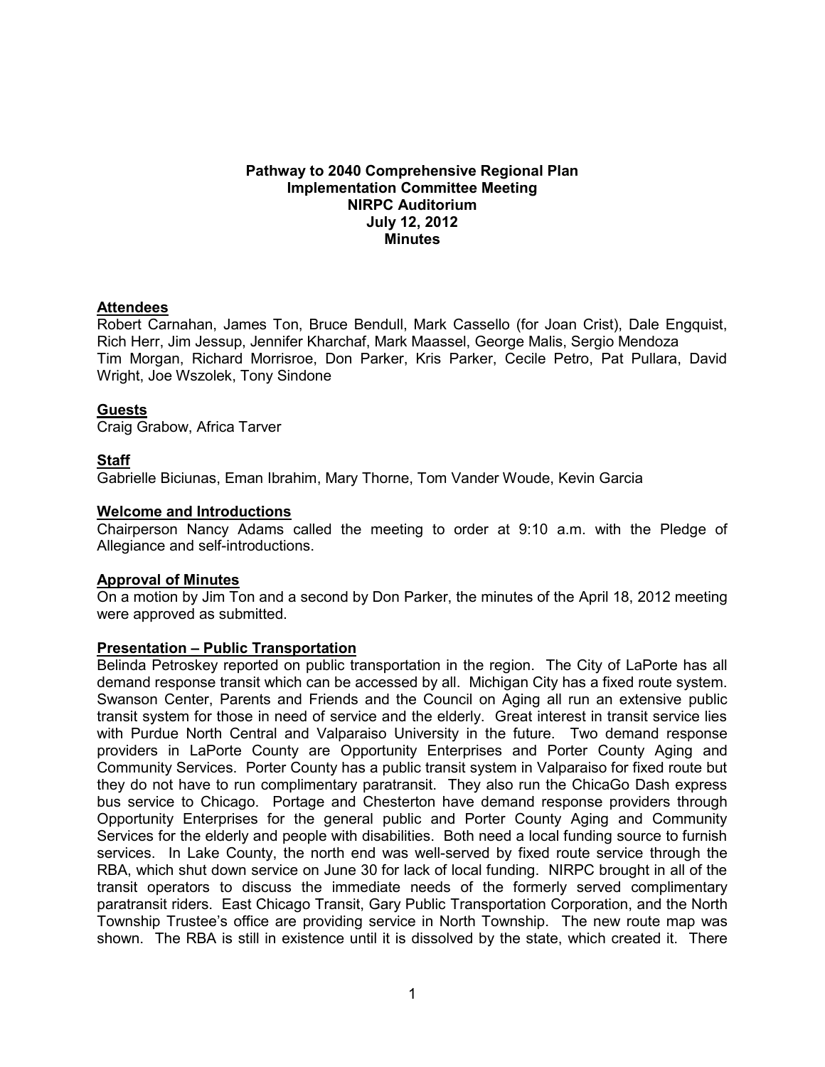**Pathway to 2040 Comprehensive Regional Plan**
**Implementation Committee Meeting**
**NIRPC Auditorium**
**July 12, 2012**
**Minutes**

## Attendees

Robert Carnahan, James Ton, Bruce Bendull, Mark Cassello (for Joan Crist), Dale Engquist, Rich Herr, Jim Jessup, Jennifer Kharchaf, Mark Maassel, George Malis, Sergio Mendoza Tim Morgan, Richard Morrisroe, Don Parker, Kris Parker, Cecile Petro, Pat Pullara, David Wright, Joe Wszolek, Tony Sindone

## Guests

Craig Grabow, Africa Tarver

## Staff

Gabrielle Biciunas, Eman Ibrahim, Mary Thorne, Tom Vander Woude, Kevin Garcia

## Welcome and Introductions

Chairperson Nancy Adams called the meeting to order at 9:10 a.m. with the Pledge of Allegiance and self-introductions.

## Approval of Minutes

On a motion by Jim Ton and a second by Don Parker, the minutes of the April 18, 2012 meeting were approved as submitted.

## Presentation – Public Transportation

Belinda Petroskey reported on public transportation in the region. The City of LaPorte has all demand response transit which can be accessed by all. Michigan City has a fixed route system. Swanson Center, Parents and Friends and the Council on Aging all run an extensive public transit system for those in need of service and the elderly. Great interest in transit service lies with Purdue North Central and Valparaiso University in the future. Two demand response providers in LaPorte County are Opportunity Enterprises and Porter County Aging and Community Services. Porter County has a public transit system in Valparaiso for fixed route but they do not have to run complimentary paratransit. They also run the ChicaGo Dash express bus service to Chicago. Portage and Chesterton have demand response providers through Opportunity Enterprises for the general public and Porter County Aging and Community Services for the elderly and people with disabilities. Both need a local funding source to furnish services. In Lake County, the north end was well-served by fixed route service through the RBA, which shut down service on June 30 for lack of local funding. NIRPC brought in all of the transit operators to discuss the immediate needs of the formerly served complimentary paratransit riders. East Chicago Transit, Gary Public Transportation Corporation, and the North Township Trustee's office are providing service in North Township. The new route map was shown. The RBA is still in existence until it is dissolved by the state, which created it. There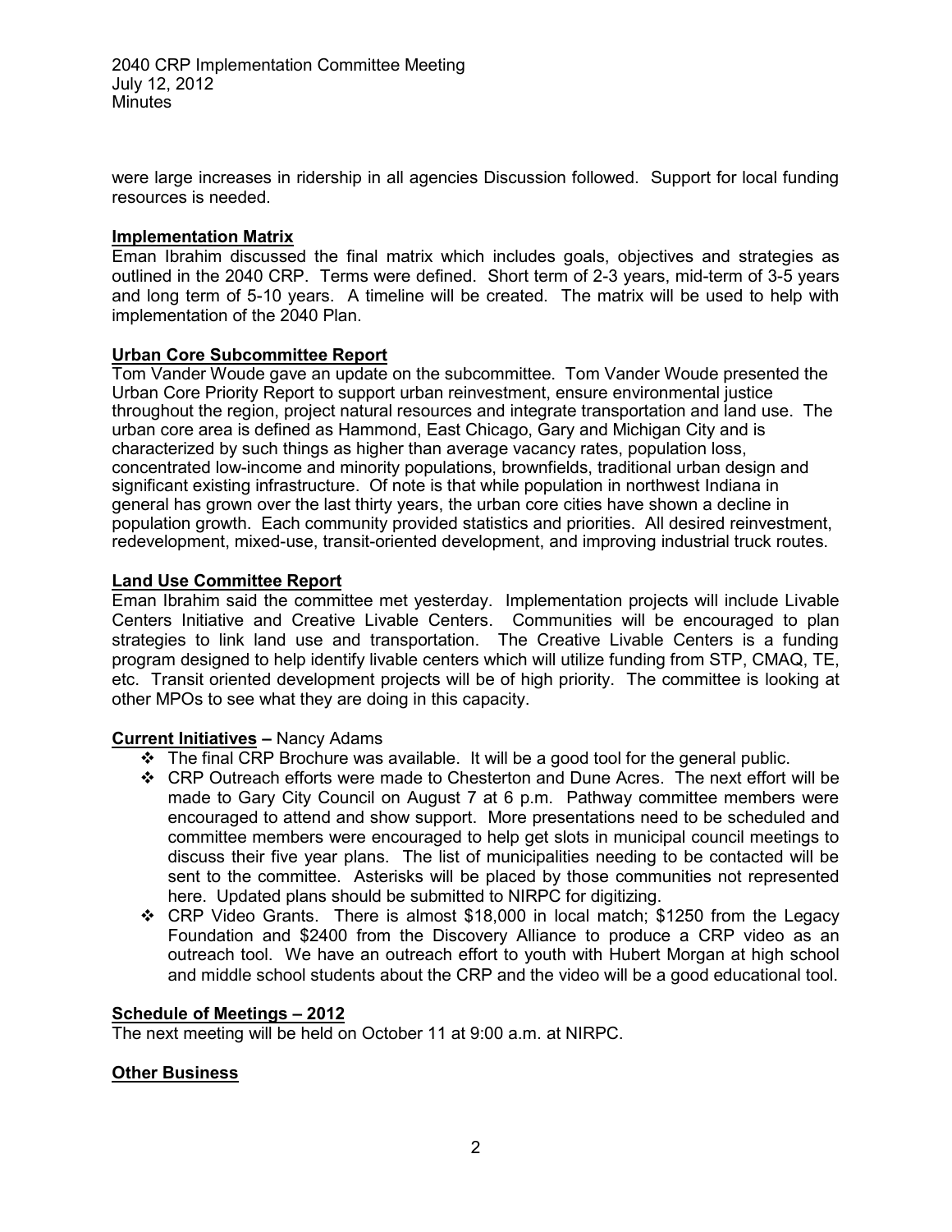were large increases in ridership in all agencies Discussion followed. Support for local funding resources is needed.

**Implementation Matrix**

Eman Ibrahim discussed the final matrix which includes goals, objectives and strategies as outlined in the 2040 CRP. Terms were defined. Short term of 2-3 years, mid-term of 3-5 years and long term of 5-10 years. A timeline will be created. The matrix will be used to help with implementation of the 2040 Plan.

**Urban Core Subcommittee Report**

Tom Vander Woude gave an update on the subcommittee. Tom Vander Woude presented the Urban Core Priority Report to support urban reinvestment, ensure environmental justice throughout the region, project natural resources and integrate transportation and land use. The urban core area is defined as Hammond, East Chicago, Gary and Michigan City and is characterized by such things as higher than average vacancy rates, population loss, concentrated low-income and minority populations, brownfields, traditional urban design and significant existing infrastructure. Of note is that while population in northwest Indiana in general has grown over the last thirty years, the urban core cities have shown a decline in population growth. Each community provided statistics and priorities. All desired reinvestment, redevelopment, mixed-use, transit-oriented development, and improving industrial truck routes.

**Land Use Committee Report**

Eman Ibrahim said the committee met yesterday. Implementation projects will include Livable Centers Initiative and Creative Livable Centers. Communities will be encouraged to plan strategies to link land use and transportation. The Creative Livable Centers is a funding program designed to help identify livable centers which will utilize funding from STP, CMAQ, TE, etc. Transit oriented development projects will be of high priority. The committee is looking at other MPOs to see what they are doing in this capacity.

**Current Initiatives** – Nancy Adams

- The final CRP Brochure was available. It will be a good tool for the general public.
- CRP Outreach efforts were made to Chesterton and Dune Acres. The next effort will be made to Gary City Council on August 7 at 6 p.m. Pathway committee members were encouraged to attend and show support. More presentations need to be scheduled and committee members were encouraged to help get slots in municipal council meetings to discuss their five year plans. The list of municipalities needing to be contacted will be sent to the committee. Asterisks will be placed by those communities not represented here. Updated plans should be submitted to NIRPC for digitizing.
- CRP Video Grants. There is almost $18,000 in local match; $1250 from the Legacy Foundation and $2400 from the Discovery Alliance to produce a CRP video as an outreach tool. We have an outreach effort to youth with Hubert Morgan at high school and middle school students about the CRP and the video will be a good educational tool.

**Schedule of Meetings – 2012**

The next meeting will be held on October 11 at 9:00 a.m. at NIRPC.

**Other Business**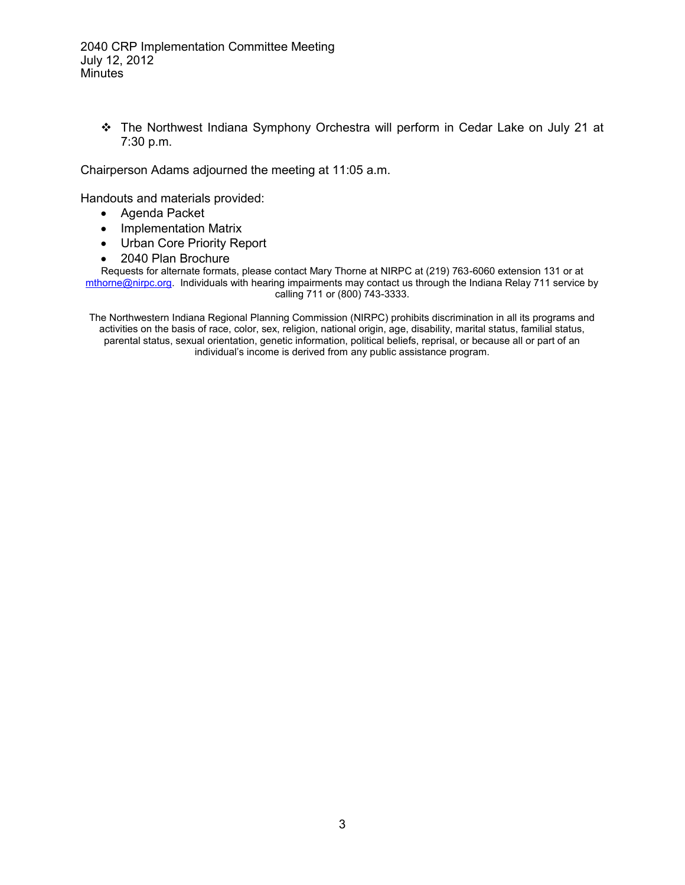- ❖ The Northwest Indiana Symphony Orchestra will perform in Cedar Lake on July 21 at 7:30 p.m.

Chairperson Adams adjourned the meeting at 11:05 a.m.

Handouts and materials provided:

- Agenda Packet
- Implementation Matrix
- Urban Core Priority Report
- 2040 Plan Brochure

Requests for alternate formats, please contact Mary Thorne at NIRPC at (219) 763-6060 extension 131 or at mthorne@nirpc.org. Individuals with hearing impairments may contact us through the Indiana Relay 711 service by calling 711 or (800) 743-3333.

The Northwestern Indiana Regional Planning Commission (NIRPC) prohibits discrimination in all its programs and activities on the basis of race, color, sex, religion, national origin, age, disability, marital status, familial status, parental status, sexual orientation, genetic information, political beliefs, reprisal, or because all or part of an individual's income is derived from any public assistance program.